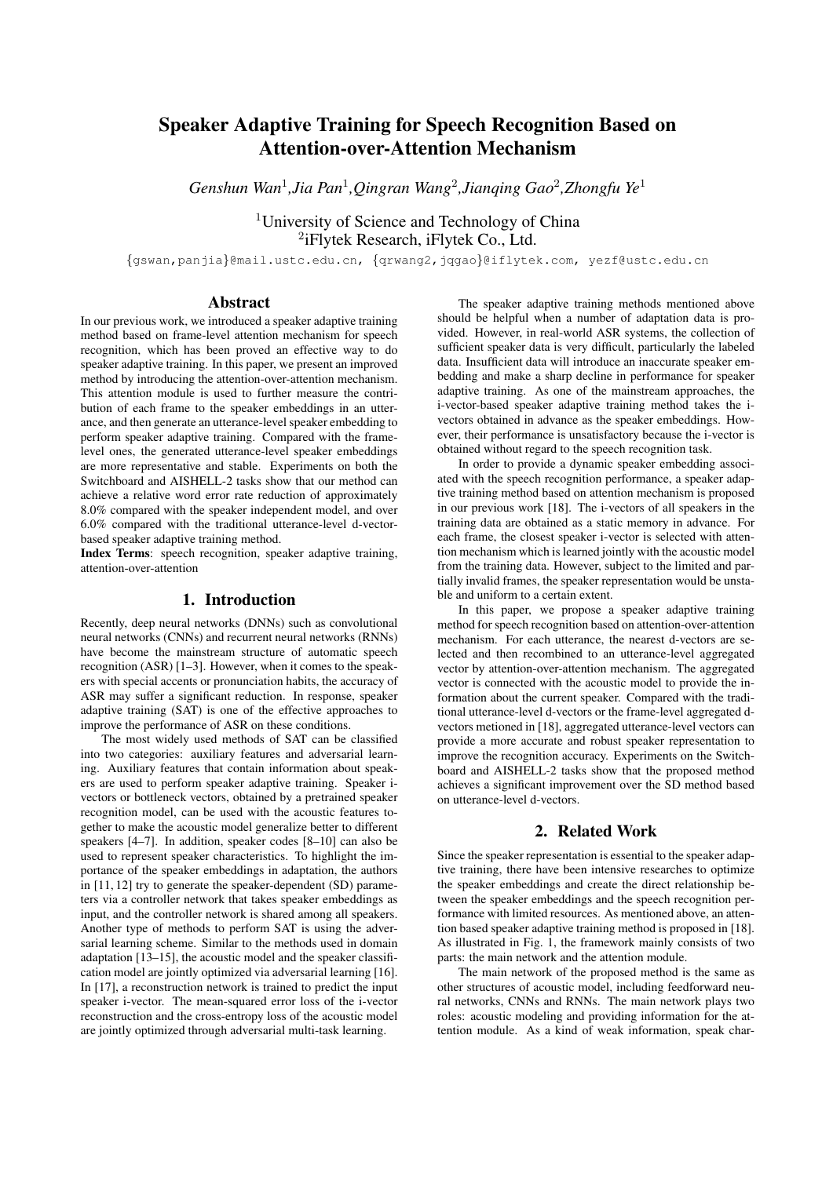# Speaker Adaptive Training for Speech Recognition Based on Attention-over-Attention Mechanism

*Genshun Wan[1], Jia Pan[1], Qingran Wang[2], Jianqing Gao[2], Zhongfu Ye[1]*

[1]University of Science and Technology of China
[2]iFlytek Research, iFlytek Co., Ltd.

{gswan,panjia}@mail.ustc.edu.cn, {qrwang2,jqgao}@iflytek.com, yezf@ustc.edu.cn

## Abstract

In our previous work, we introduced a speaker adaptive training method based on frame-level attention mechanism for speech recognition, which has been proved an effective way to do speaker adaptive training. In this paper, we present an improved method by introducing the attention-over-attention mechanism. This attention module is used to further measure the contribution of each frame to the speaker embeddings in an utterance, and then generate an utterance-level speaker embedding to perform speaker adaptive training. Compared with the frame-level ones, the generated utterance-level speaker embeddings are more representative and stable. Experiments on both the Switchboard and AISHELL-2 tasks show that our method can achieve a relative word error rate reduction of approximately 8.0% compared with the speaker independent model, and over 6.0% compared with the traditional utterance-level d-vector-based speaker adaptive training method.

**Index Terms**: speech recognition, speaker adaptive training, attention-over-attention

## 1. Introduction

Recently, deep neural networks (DNNs) such as convolutional neural networks (CNNs) and recurrent neural networks (RNNs) have become the mainstream structure of automatic speech recognition (ASR) [1–3]. However, when it comes to the speakers with special accents or pronunciation habits, the accuracy of ASR may suffer a significant reduction. In response, speaker adaptive training (SAT) is one of the effective approaches to improve the performance of ASR on these conditions.

The most widely used methods of SAT can be classified into two categories: auxiliary features and adversarial learning. Auxiliary features that contain information about speakers are used to perform speaker adaptive training. Speaker i-vectors or bottleneck vectors, obtained by a pretrained speaker recognition model, can be used with the acoustic features together to make the acoustic model generalize better to different speakers [4–7]. In addition, speaker codes [8–10] can also be used to represent speaker characteristics. To highlight the importance of the speaker embeddings in adaptation, the authors in [11, 12] try to generate the speaker-dependent (SD) parameters via a controller network that takes speaker embeddings as input, and the controller network is shared among all speakers. Another type of methods to perform SAT is using the adversarial learning scheme. Similar to the methods used in domain adaptation [13–15], the acoustic model and the speaker classification model are jointly optimized via adversarial learning [16]. In [17], a reconstruction network is trained to predict the input speaker i-vector. The mean-squared error loss of the i-vector reconstruction and the cross-entropy loss of the acoustic model are jointly optimized through adversarial multi-task learning.

The speaker adaptive training methods mentioned above should be helpful when a number of adaptation data is provided. However, in real-world ASR systems, the collection of sufficient speaker data is very difficult, particularly the labeled data. Insufficient data will introduce an inaccurate speaker embedding and make a sharp decline in performance for speaker adaptive training. As one of the mainstream approaches, the i-vector-based speaker adaptive training method takes the i-vectors obtained in advance as the speaker embeddings. However, their performance is unsatisfactory because the i-vector is obtained without regard to the speech recognition task.

In order to provide a dynamic speaker embedding associated with the speech recognition performance, a speaker adaptive training method based on attention mechanism is proposed in our previous work [18]. The i-vectors of all speakers in the training data are obtained as a static memory in advance. For each frame, the closest speaker i-vector is selected with attention mechanism which is learned jointly with the acoustic model from the training data. However, subject to the limited and partially invalid frames, the speaker representation would be unstable and uniform to a certain extent.

In this paper, we propose a speaker adaptive training method for speech recognition based on attention-over-attention mechanism. For each utterance, the nearest d-vectors are selected and then recombined to an utterance-level aggregated vector by attention-over-attention mechanism. The aggregated vector is connected with the acoustic model to provide the information about the current speaker. Compared with the traditional utterance-level d-vectors or the frame-level aggregated d-vectors metioned in [18], aggregated utterance-level vectors can provide a more accurate and robust speaker representation to improve the recognition accuracy. Experiments on the Switchboard and AISHELL-2 tasks show that the proposed method achieves a significant improvement over the SD method based on utterance-level d-vectors.

## 2. Related Work

Since the speaker representation is essential to the speaker adaptive training, there have been intensive researches to optimize the speaker embeddings and create the direct relationship between the speaker embeddings and the speech recognition performance with limited resources. As mentioned above, an attention based speaker adaptive training method is proposed in [18]. As illustrated in Fig. 1, the framework mainly consists of two parts: the main network and the attention module.

The main network of the proposed method is the same as other structures of acoustic model, including feedforward neural networks, CNNs and RNNs. The main network plays two roles: acoustic modeling and providing information for the attention module. As a kind of weak information, speak char-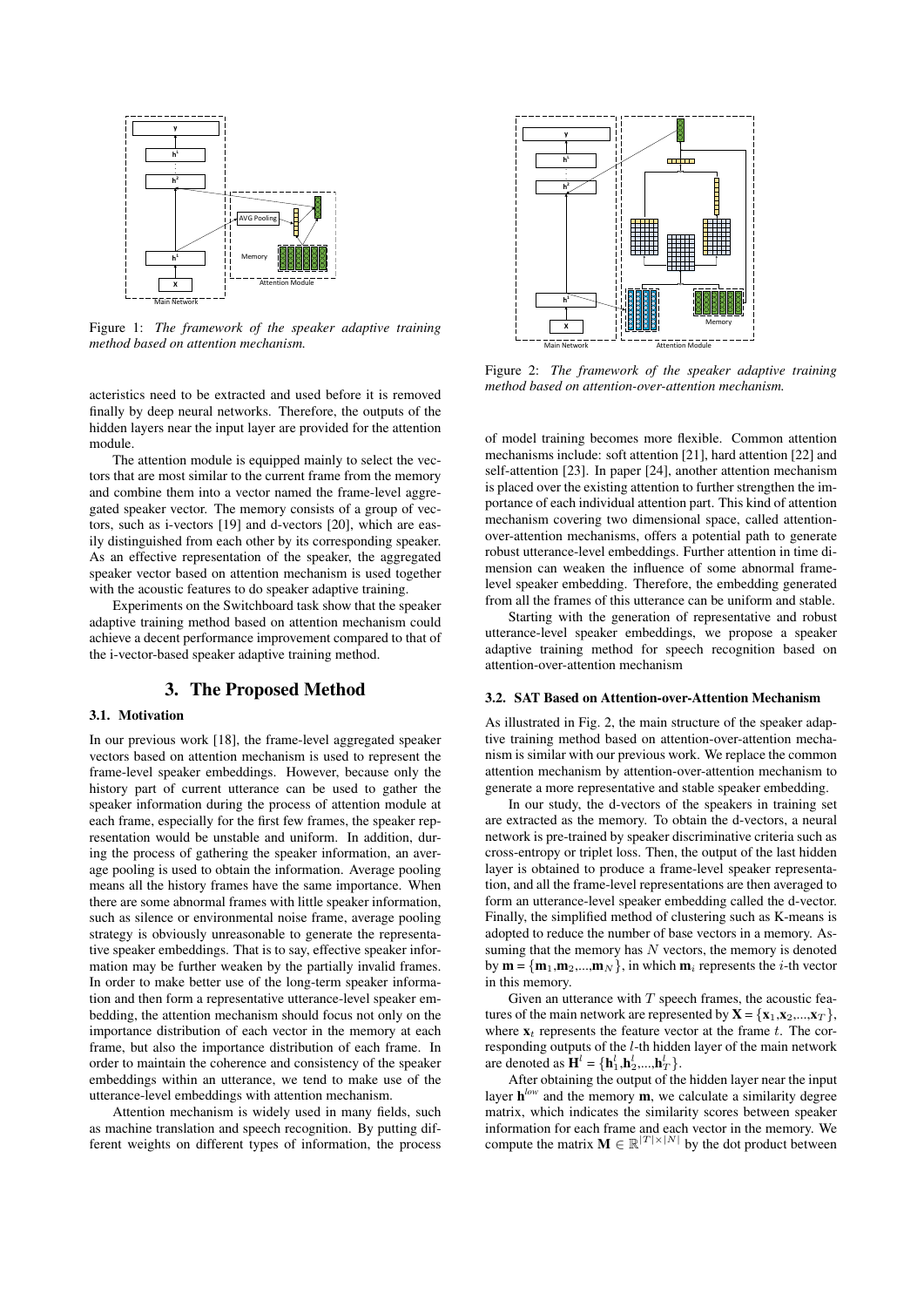Figure 1: *The framework of the speaker adaptive training method based on attention mechanism.*

acteristics need to be extracted and used before it is removed finally by deep neural networks. Therefore, the outputs of the hidden layers near the input layer are provided for the attention module.

The attention module is equipped mainly to select the vectors that are most similar to the current frame from the memory and combine them into a vector named the frame-level aggregated speaker vector. The memory consists of a group of vectors, such as i-vectors [19] and d-vectors [20], which are easily distinguished from each other by its corresponding speaker. As an effective representation of the speaker, the aggregated speaker vector based on attention mechanism is used together with the acoustic features to do speaker adaptive training.

Experiments on the Switchboard task show that the speaker adaptive training method based on attention mechanism could achieve a decent performance improvement compared to that of the i-vector-based speaker adaptive training method.

# 3. The Proposed Method

## 3.1. Motivation

In our previous work [18], the frame-level aggregated speaker vectors based on attention mechanism is used to represent the frame-level speaker embeddings. However, because only the history part of current utterance can be used to gather the speaker information during the process of attention module at each frame, especially for the first few frames, the speaker representation would be unstable and uniform. In addition, during the process of gathering the speaker information, an average pooling is used to obtain the information. Average pooling means all the history frames have the same importance. When there are some abnormal frames with little speaker information, such as silence or environmental noise frame, average pooling strategy is obviously unreasonable to generate the representative speaker embeddings. That is to say, effective speaker information may be further weaken by the partially invalid frames. In order to make better use of the long-term speaker information and then form a representative utterance-level speaker embedding, the attention mechanism should focus not only on the importance distribution of each vector in the memory at each frame, but also the importance distribution of each frame. In order to maintain the coherence and consistency of the speaker embeddings within an utterance, we tend to make use of the utterance-level embeddings with attention mechanism.

Attention mechanism is widely used in many fields, such as machine translation and speech recognition. By putting different weights on different types of information, the process of model training becomes more flexible. Common attention mechanisms include: soft attention [21], hard attention [22] and self-attention [23]. In paper [24], another attention mechanism is placed over the existing attention to further strengthen the importance of each individual attention part. This kind of attention mechanism covering two dimensional space, called attention-over-attention mechanisms, offers a potential path to generate robust utterance-level embeddings. Further attention in time dimension can weaken the influence of some abnormal frame-level speaker embedding. Therefore, the embedding generated from all the frames of this utterance can be uniform and stable.

Starting with the generation of representative and robust utterance-level speaker embeddings, we propose a speaker adaptive training method for speech recognition based on attention-over-attention mechanism

Figure 2: *The framework of the speaker adaptive training method based on attention-over-attention mechanism.*

## 3.2. SAT Based on Attention-over-Attention Mechanism

As illustrated in Fig. 2, the main structure of the speaker adaptive training method based on attention-over-attention mechanism is similar with our previous work. We replace the common attention mechanism by attention-over-attention mechanism to generate a more representative and stable speaker embedding.

In our study, the d-vectors of the speakers in training set are extracted as the memory. To obtain the d-vectors, a neural network is pre-trained by speaker discriminative criteria such as cross-entropy or triplet loss. Then, the output of the last hidden layer is obtained to produce a frame-level speaker representation, and all the frame-level representations are then averaged to form an utterance-level speaker embedding called the d-vector. Finally, the simplified method of clustering such as K-means is adopted to reduce the number of base vectors in a memory. Assuming that the memory has $N$ vectors, the memory is denoted by $\mathbf{m} = \{\mathbf{m}_1, \mathbf{m}_2, ..., \mathbf{m}_N\}$, in which $\mathbf{m}_i$ represents the $i$-th vector in this memory.

Given an utterance with $T$ speech frames, the acoustic features of the main network are represented by $\mathbf{X} = \{\mathbf{x}_1, \mathbf{x}_2, ..., \mathbf{x}_T\}$, where $\mathbf{x}_t$ represents the feature vector at the frame $t$. The corresponding outputs of the $l$-th hidden layer of the main network are denoted as $\mathbf{H}^l = \{\mathbf{h}_1^l, \mathbf{h}_2^l, ..., \mathbf{h}_T^l\}$.

After obtaining the output of the hidden layer near the input layer $\mathbf{h}^{low}$ and the memory $\mathbf{m}$, we calculate a similarity degree matrix, which indicates the similarity scores between speaker information for each frame and each vector in the memory. We compute the matrix $\mathbf{M} \in \mathbb{R}^{|T| \times |N|}$ by the dot product between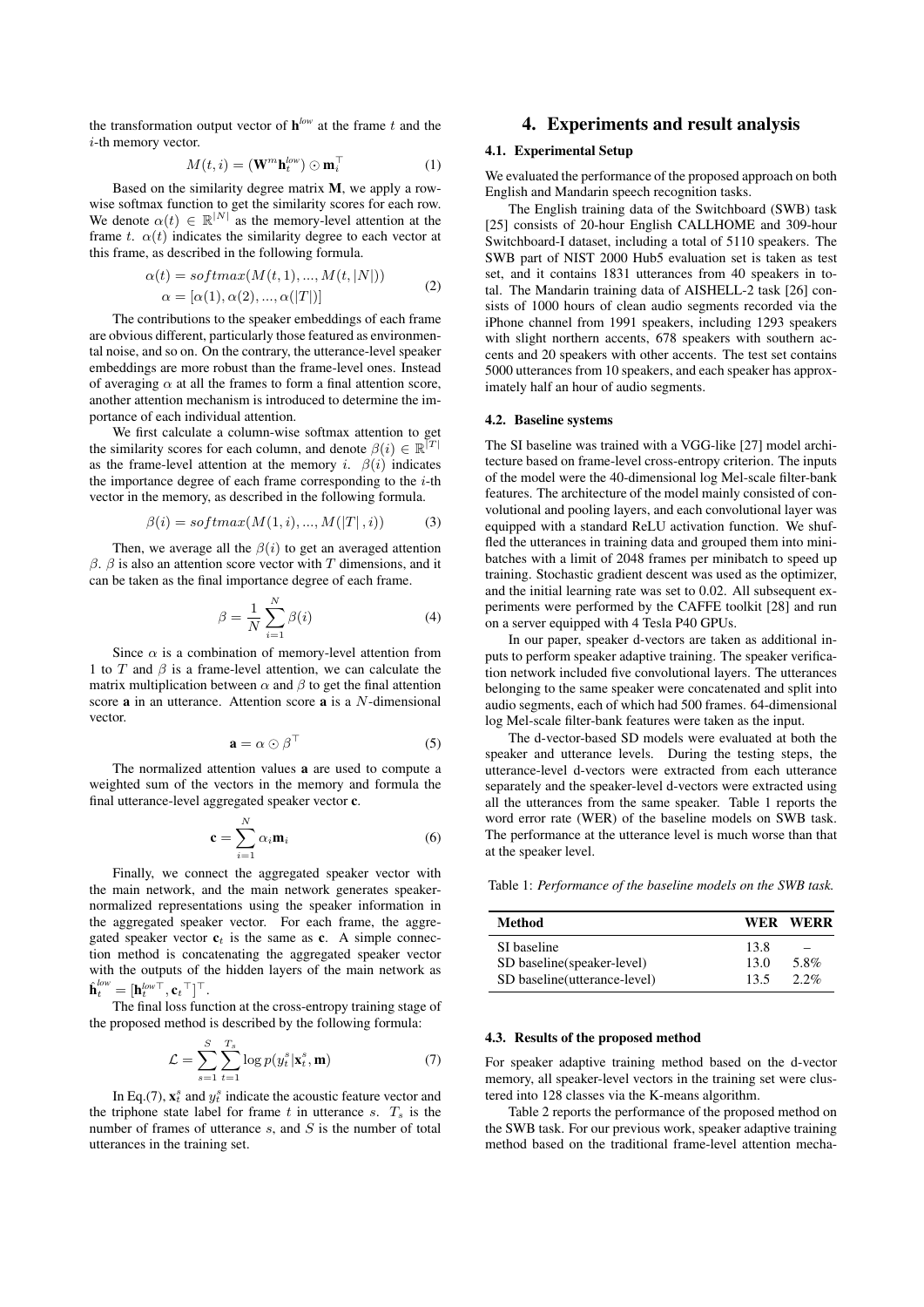the transformation output vector of $\mathbf{h}^{low}$ at the frame $t$ and the $i$-th memory vector.

$$M(t,i) = (\mathbf{W}^m \mathbf{h}_t^{low}) \odot \mathbf{m}_i^\top \tag{1}$$

Based on the similarity degree matrix $\mathbf{M}$, we apply a row-wise softmax function to get the similarity scores for each row. We denote $\alpha(t) \in \mathbb{R}^{|N|}$ as the memory-level attention at the frame $t$. $\alpha(t)$ indicates the similarity degree to each vector at this frame, as described in the following formula.

$$\begin{aligned} \alpha(t) &= softmax(M(t,1), ..., M(t,|N|)) \\ \alpha &= [\alpha(1), \alpha(2), ..., \alpha(|T|)] \end{aligned} \tag{2}$$

The contributions to the speaker embeddings of each frame are obvious different, particularly those featured as environmental noise, and so on. On the contrary, the utterance-level speaker embeddings are more robust than the frame-level ones. Instead of averaging $\alpha$ at all the frames to form a final attention score, another attention mechanism is introduced to determine the importance of each individual attention.

We first calculate a column-wise softmax attention to get the similarity scores for each column, and denote $\beta(i) \in \mathbb{R}^{|T|}$ as the frame-level attention at the memory $i$. $\beta(i)$ indicates the importance degree of each frame corresponding to the $i$-th vector in the memory, as described in the following formula.

$$\beta(i) = softmax(M(1,i), ..., M(|T|, i)) \tag{3}$$

Then, we average all the $\beta(i)$ to get an averaged attention $\beta$. $\beta$ is also an attention score vector with $T$ dimensions, and it can be taken as the final importance degree of each frame.

$$\beta = \frac{1}{N} \sum_{i=1}^{N} \beta(i) \tag{4}$$

Since $\alpha$ is a combination of memory-level attention from 1 to $T$ and $\beta$ is a frame-level attention, we can calculate the matrix multiplication between $\alpha$ and $\beta$ to get the final attention score $\mathbf{a}$ in an utterance. Attention score $\mathbf{a}$ is a $N$-dimensional vector.

$$\mathbf{a} = \alpha \odot \beta^\top \tag{5}$$

The normalized attention values $\mathbf{a}$ are used to compute a weighted sum of the vectors in the memory and formula the final utterance-level aggregated speaker vector $\mathbf{c}$.

$$\mathbf{c} = \sum_{i=1}^{N} \alpha_i \mathbf{m}_i \tag{6}$$

Finally, we connect the aggregated speaker vector with the main network, and the main network generates speaker-normalized representations using the speaker information in the aggregated speaker vector. For each frame, the aggregated speaker vector $\mathbf{c}_t$ is the same as $\mathbf{c}$. A simple connection method is concatenating the aggregated speaker vector with the outputs of the hidden layers of the main network as $\hat{\mathbf{h}}_t^{low} = [\mathbf{h}_t^{low\top}, \mathbf{c}_t^\top]^\top$.

The final loss function at the cross-entropy training stage of the proposed method is described by the following formula:

$$\mathcal{L} = \sum_{s=1}^{S} \sum_{t=1}^{T_s} \log p(y_t^s | \mathbf{x}_t^s, \mathbf{m}) \tag{7}$$

In Eq.(7), $\mathbf{x}_t^s$ and $y_t^s$ indicate the acoustic feature vector and the triphone state label for frame $t$ in utterance $s$. $T_s$ is the number of frames of utterance $s$, and $S$ is the number of total utterances in the training set.

# 4. Experiments and result analysis

## 4.1. Experimental Setup

We evaluated the performance of the proposed approach on both English and Mandarin speech recognition tasks.

The English training data of the Switchboard (SWB) task [25] consists of 20-hour English CALLHOME and 309-hour Switchboard-I dataset, including a total of 5110 speakers. The SWB part of NIST 2000 Hub5 evaluation set is taken as test set, and it contains 1831 utterances from 40 speakers in total. The Mandarin training data of AISHELL-2 task [26] consists of 1000 hours of clean audio segments recorded via the iPhone channel from 1991 speakers, including 1293 speakers with slight northern accents, 678 speakers with southern accents and 20 speakers with other accents. The test set contains 5000 utterances from 10 speakers, and each speaker has approximately half an hour of audio segments.

## 4.2. Baseline systems

The SI baseline was trained with a VGG-like [27] model architecture based on frame-level cross-entropy criterion. The inputs of the model were the 40-dimensional log Mel-scale filter-bank features. The architecture of the model mainly consisted of convolutional and pooling layers, and each convolutional layer was equipped with a standard ReLU activation function. We shuffled the utterances in training data and grouped them into minibatches with a limit of 2048 frames per minibatch to speed up training. Stochastic gradient descent was used as the optimizer, and the initial learning rate was set to 0.02. All subsequent experiments were performed by the CAFFE toolkit [28] and run on a server equipped with 4 Tesla P40 GPUs.

In our paper, speaker d-vectors are taken as additional inputs to perform speaker adaptive training. The speaker verification network included five convolutional layers. The utterances belonging to the same speaker were concatenated and split into audio segments, each of which had 500 frames. 64-dimensional log Mel-scale filter-bank features were taken as the input.

The d-vector-based SD models were evaluated at both the speaker and utterance levels. During the testing steps, the utterance-level d-vectors were extracted from each utterance separately and the speaker-level d-vectors were extracted using all the utterances from the same speaker. Table 1 reports the word error rate (WER) of the baseline models on SWB task. The performance at the utterance level is much worse than that at the speaker level.

Table 1: *Performance of the baseline models on the SWB task.*

| Method | WER | WERR |
|---|---|---|
| SI baseline | 13.8 | – |
| SD baseline(speaker-level) | 13.0 | 5.8% |
| SD baseline(utterance-level) | 13.5 | 2.2% |

## 4.3. Results of the proposed method

For speaker adaptive training method based on the d-vector memory, all speaker-level vectors in the training set were clustered into 128 classes via the K-means algorithm.

Table 2 reports the performance of the proposed method on the SWB task. For our previous work, speaker adaptive training method based on the traditional frame-level attention mecha-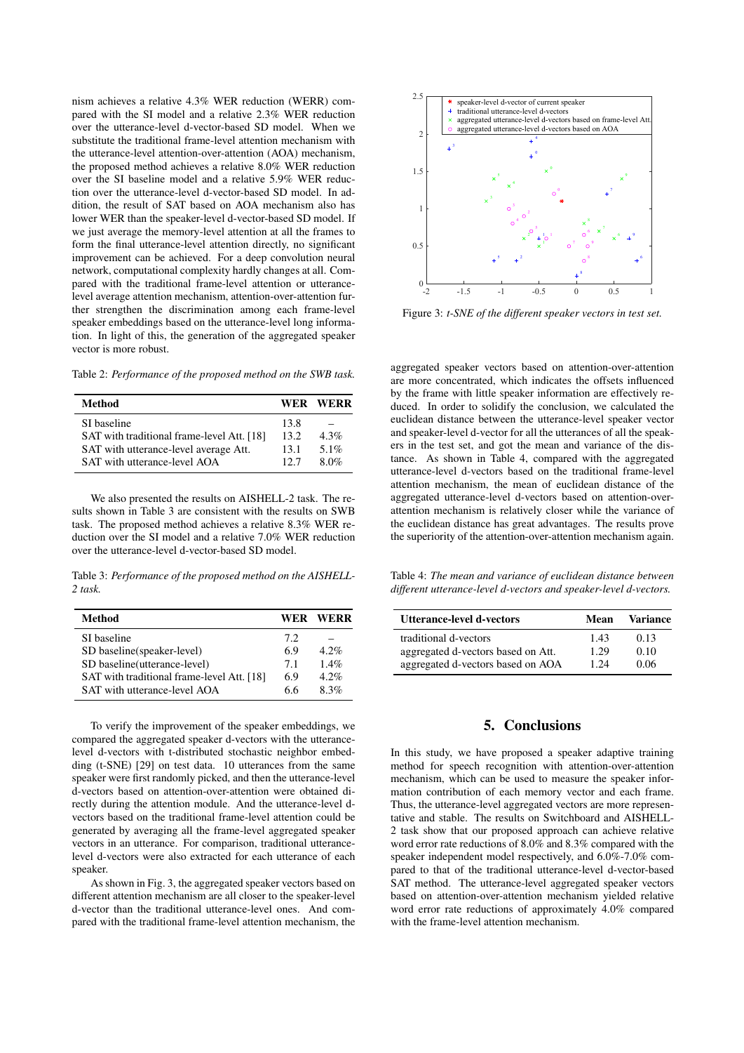nism achieves a relative 4.3% WER reduction (WERR) compared with the SI model and a relative 2.3% WER reduction over the utterance-level d-vector-based SD model. When we substitute the traditional frame-level attention mechanism with the utterance-level attention-over-attention (AOA) mechanism, the proposed method achieves a relative 8.0% WER reduction over the SI baseline model and a relative 5.9% WER reduction over the utterance-level d-vector-based SD model. In addition, the result of SAT based on AOA mechanism also has lower WER than the speaker-level d-vector-based SD model. If we just average the memory-level attention at all the frames to form the final utterance-level attention directly, no significant improvement can be achieved. For a deep convolution neural network, computational complexity hardly changes at all. Compared with the traditional frame-level attention or utterance-level average attention mechanism, attention-over-attention further strengthen the discrimination among each frame-level speaker embeddings based on the utterance-level long information. In light of this, the generation of the aggregated speaker vector is more robust.

Table 2: *Performance of the proposed method on the SWB task.*

| Method | WER | WERR |
|---|---|---|
| SI baseline | 13.8 | – |
| SAT with traditional frame-level Att. [18] | 13.2 | 4.3% |
| SAT with utterance-level average Att. | 13.1 | 5.1% |
| SAT with utterance-level AOA | 12.7 | 8.0% |

We also presented the results on AISHELL-2 task. The results shown in Table 3 are consistent with the results on SWB task. The proposed method achieves a relative 8.3% WER reduction over the SI model and a relative 7.0% WER reduction over the utterance-level d-vector-based SD model.

Table 3: *Performance of the proposed method on the AISHELL-2 task.*

| Method | WER | WERR |
|---|---|---|
| SI baseline | 7.2 | – |
| SD baseline(speaker-level) | 6.9 | 4.2% |
| SD baseline(utterance-level) | 7.1 | 1.4% |
| SAT with traditional frame-level Att. [18] | 6.9 | 4.2% |
| SAT with utterance-level AOA | 6.6 | 8.3% |

To verify the improvement of the speaker embeddings, we compared the aggregated speaker d-vectors with the utterance-level d-vectors with t-distributed stochastic neighbor embedding (t-SNE) [29] on test data. 10 utterances from the same speaker were first randomly picked, and then the utterance-level d-vectors based on attention-over-attention were obtained directly during the attention module. And the utterance-level d-vectors based on the traditional frame-level attention could be generated by averaging all the frame-level aggregated speaker vectors in an utterance. For comparison, traditional utterance-level d-vectors were also extracted for each utterance of each speaker.

As shown in Fig. 3, the aggregated speaker vectors based on different attention mechanism are all closer to the speaker-level d-vector than the traditional utterance-level ones. And compared with the traditional frame-level attention mechanism, the aggregated speaker vectors based on attention-over-attention are more concentrated, which indicates the offsets influenced by the frame with little speaker information are effectively reduced. In order to solidify the conclusion, we calculated the euclidean distance between the utterance-level speaker vector and speaker-level d-vector for all the utterances of all the speakers in the test set, and got the mean and variance of the distance. As shown in Table 4, compared with the aggregated utterance-level d-vectors based on the traditional frame-level attention mechanism, the mean of euclidean distance of the aggregated utterance-level d-vectors based on attention-over-attention mechanism is relatively closer while the variance of the euclidean distance has great advantages. The results prove the superiority of the attention-over-attention mechanism again.

Figure 3: *t-SNE of the different speaker vectors in test set.*

Table 4: *The mean and variance of euclidean distance between different utterance-level d-vectors and speaker-level d-vectors.*

| Utterance-level d-vectors | Mean | Variance |
|---|---|---|
| traditional d-vectors | 1.43 | 0.13 |
| aggregated d-vectors based on Att. | 1.29 | 0.10 |
| aggregated d-vectors based on AOA | 1.24 | 0.06 |

## 5. Conclusions

In this study, we have proposed a speaker adaptive training method for speech recognition with attention-over-attention mechanism, which can be used to measure the speaker information contribution of each memory vector and each frame. Thus, the utterance-level aggregated vectors are more representative and stable. The results on Switchboard and AISHELL-2 task show that our proposed approach can achieve relative word error rate reductions of 8.0% and 8.3% compared with the speaker independent model respectively, and 6.0%-7.0% compared to that of the traditional utterance-level d-vector-based SAT method. The utterance-level aggregated speaker vectors based on attention-over-attention mechanism yielded relative word error rate reductions of approximately 4.0% compared with the frame-level attention mechanism.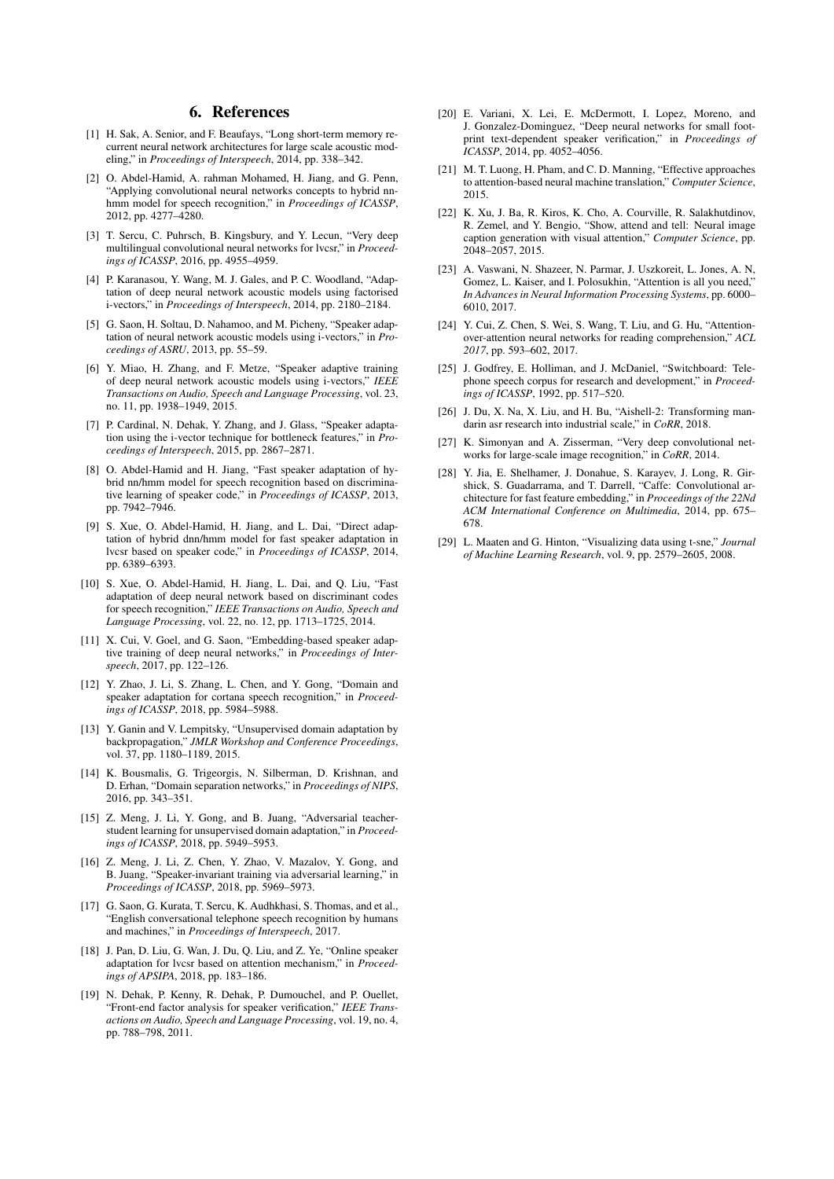## 6. References

[1] H. Sak, A. Senior, and F. Beaufays, "Long short-term memory recurrent neural network architectures for large scale acoustic modeling," in *Proceedings of Interspeech*, 2014, pp. 338–342.

[2] O. Abdel-Hamid, A. rahman Mohamed, H. Jiang, and G. Penn, "Applying convolutional neural networks concepts to hybrid nn-hmm model for speech recognition," in *Proceedings of ICASSP*, 2012, pp. 4277–4280.

[3] T. Sercu, C. Puhrsch, B. Kingsbury, and Y. Lecun, "Very deep multilingual convolutional neural networks for lvcsr," in *Proceedings of ICASSP*, 2016, pp. 4955–4959.

[4] P. Karanasou, Y. Wang, M. J. Gales, and P. C. Woodland, "Adaptation of deep neural network acoustic models using factorised i-vectors," in *Proceedings of Interspeech*, 2014, pp. 2180–2184.

[5] G. Saon, H. Soltau, D. Nahamoo, and M. Picheny, "Speaker adaptation of neural network acoustic models using i-vectors," in *Proceedings of ASRU*, 2013, pp. 55–59.

[6] Y. Miao, H. Zhang, and F. Metze, "Speaker adaptive training of deep neural network acoustic models using i-vectors," *IEEE Transactions on Audio, Speech and Language Processing*, vol. 23, no. 11, pp. 1938–1949, 2015.

[7] P. Cardinal, N. Dehak, Y. Zhang, and J. Glass, "Speaker adaptation using the i-vector technique for bottleneck features," in *Proceedings of Interspeech*, 2015, pp. 2867–2871.

[8] O. Abdel-Hamid and H. Jiang, "Fast speaker adaptation of hybrid nn/hmm model for speech recognition based on discriminative learning of speaker code," in *Proceedings of ICASSP*, 2013, pp. 7942–7946.

[9] S. Xue, O. Abdel-Hamid, H. Jiang, and L. Dai, "Direct adaptation of hybrid dnn/hmm model for fast speaker adaptation in lvcsr based on speaker code," in *Proceedings of ICASSP*, 2014, pp. 6389–6393.

[10] S. Xue, O. Abdel-Hamid, H. Jiang, L. Dai, and Q. Liu, "Fast adaptation of deep neural network based on discriminant codes for speech recognition," *IEEE Transactions on Audio, Speech and Language Processing*, vol. 22, no. 12, pp. 1713–1725, 2014.

[11] X. Cui, V. Goel, and G. Saon, "Embedding-based speaker adaptive training of deep neural networks," in *Proceedings of Interspeech*, 2017, pp. 122–126.

[12] Y. Zhao, J. Li, S. Zhang, L. Chen, and Y. Gong, "Domain and speaker adaptation for cortana speech recognition," in *Proceedings of ICASSP*, 2018, pp. 5984–5988.

[13] Y. Ganin and V. Lempitsky, "Unsupervised domain adaptation by backpropagation," *JMLR Workshop and Conference Proceedings*, vol. 37, pp. 1180–1189, 2015.

[14] K. Bousmalis, G. Trigeorgis, N. Silberman, D. Krishnan, and D. Erhan, "Domain separation networks," in *Proceedings of NIPS*, 2016, pp. 343–351.

[15] Z. Meng, J. Li, Y. Gong, and B. Juang, "Adversarial teacher-student learning for unsupervised domain adaptation," in *Proceedings of ICASSP*, 2018, pp. 5949–5953.

[16] Z. Meng, J. Li, Z. Chen, Y. Zhao, V. Mazalov, Y. Gong, and B. Juang, "Speaker-invariant training via adversarial learning," in *Proceedings of ICASSP*, 2018, pp. 5969–5973.

[17] G. Saon, G. Kurata, T. Sercu, K. Audhkhasi, S. Thomas, and et al., "English conversational telephone speech recognition by humans and machines," in *Proceedings of Interspeech*, 2017.

[18] J. Pan, D. Liu, G. Wan, J. Du, Q. Liu, and Z. Ye, "Online speaker adaptation for lvcsr based on attention mechanism," in *Proceedings of APSIPA*, 2018, pp. 183–186.

[19] N. Dehak, P. Kenny, R. Dehak, P. Dumouchel, and P. Ouellet, "Front-end factor analysis for speaker verification," *IEEE Transactions on Audio, Speech and Language Processing*, vol. 19, no. 4, pp. 788–798, 2011.

[20] E. Variani, X. Lei, E. McDermott, I. Lopez, Moreno, and J. Gonzalez-Dominguez, "Deep neural networks for small footprint text-dependent speaker verification," in *Proceedings of ICASSP*, 2014, pp. 4052–4056.

[21] M. T. Luong, H. Pham, and C. D. Manning, "Effective approaches to attention-based neural machine translation," *Computer Science*, 2015.

[22] K. Xu, J. Ba, R. Kiros, K. Cho, A. Courville, R. Salakhutdinov, R. Zemel, and Y. Bengio, "Show, attend and tell: Neural image caption generation with visual attention," *Computer Science*, pp. 2048–2057, 2015.

[23] A. Vaswani, N. Shazeer, N. Parmar, J. Uszkoreit, L. Jones, A. N, Gomez, L. Kaiser, and I. Polosukhin, "Attention is all you need," *In Advances in Neural Information Processing Systems*, pp. 6000–6010, 2017.

[24] Y. Cui, Z. Chen, S. Wei, S. Wang, T. Liu, and G. Hu, "Attention-over-attention neural networks for reading comprehension," *ACL 2017*, pp. 593–602, 2017.

[25] J. Godfrey, E. Holliman, and J. McDaniel, "Switchboard: Telephone speech corpus for research and development," in *Proceedings of ICASSP*, 1992, pp. 517–520.

[26] J. Du, X. Na, X. Liu, and H. Bu, "Aishell-2: Transforming mandarin asr research into industrial scale," in *CoRR*, 2018.

[27] K. Simonyan and A. Zisserman, "Very deep convolutional networks for large-scale image recognition," in *CoRR*, 2014.

[28] Y. Jia, E. Shelhamer, J. Donahue, S. Karayev, J. Long, R. Girshick, S. Guadarrama, and T. Darrell, "Caffe: Convolutional architecture for fast feature embedding," in *Proceedings of the 22Nd ACM International Conference on Multimedia*, 2014, pp. 675–678.

[29] L. Maaten and G. Hinton, "Visualizing data using t-sne," *Journal of Machine Learning Research*, vol. 9, pp. 2579–2605, 2008.